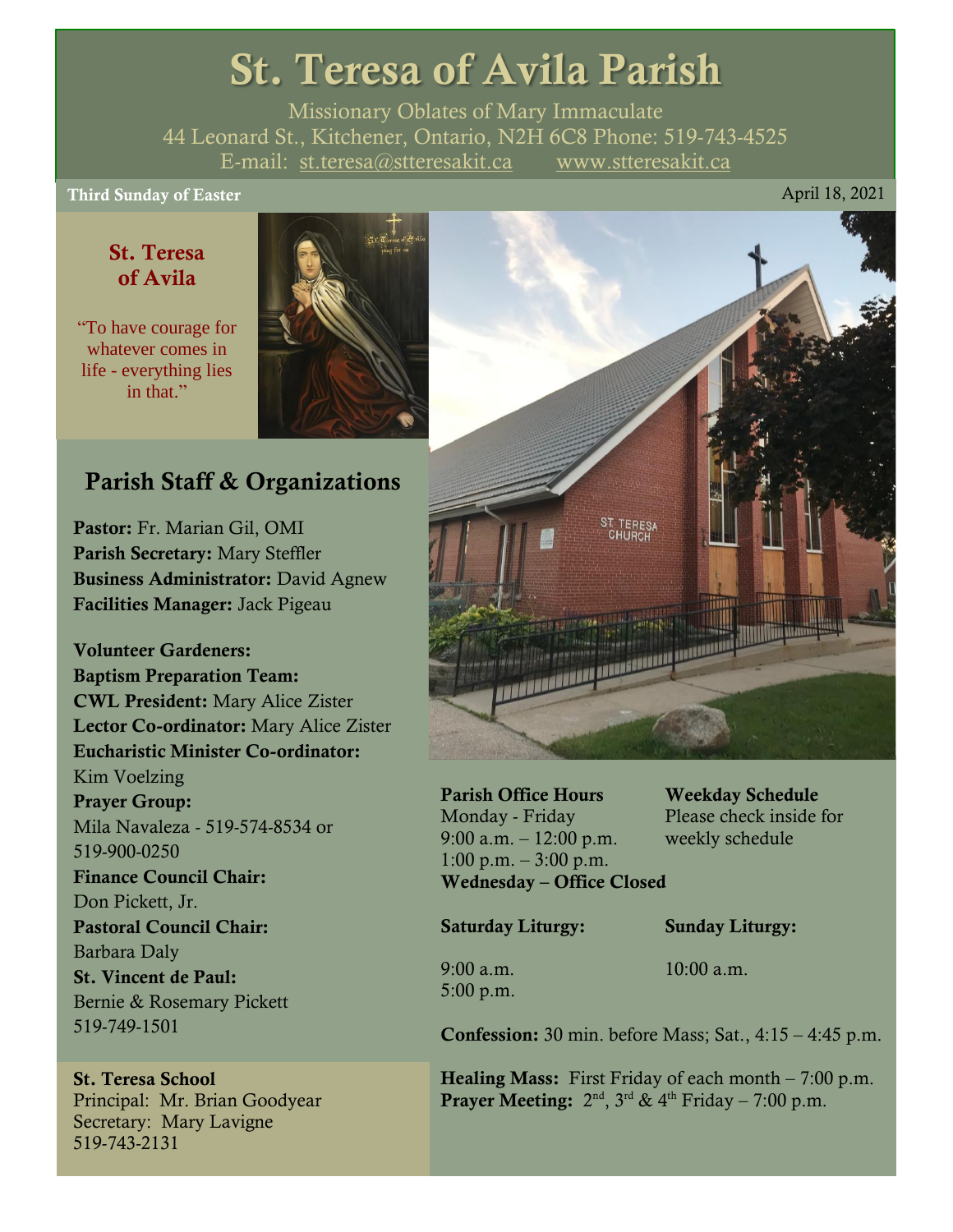# St. Teresa of Avila Parish

Missionary Oblates of Mary Immaculate
44 Leonard St., Kitchener, Ontario, N2H 6C8 Phone: 519-743-4525
E-mail: st.teresa@stteresakit.ca www.stteresakit.ca

**Third Sunday of Easter** April 18, 2021

## St. Teresa of Avila

"To have courage for whatever comes in life - everything lies in that."

## Parish Staff & Organizations

**Pastor:** Fr. Marian Gil, OMI
**Parish Secretary:** Mary Steffler
**Business Administrator:** David Agnew
**Facilities Manager:** Jack Pigeau

**Volunteer Gardeners:**
**Baptism Preparation Team:**
**CWL President:** Mary Alice Zister
**Lector Co-ordinator:** Mary Alice Zister
**Eucharistic Minister Co-ordinator:** Kim Voelzing
**Prayer Group:** Mila Navaleza - 519-574-8534 or 519-900-0250
**Finance Council Chair:** Don Pickett, Jr.
**Pastoral Council Chair:** Barbara Daly
**St. Vincent de Paul:** Bernie & Rosemary Pickett 519-749-1501

**St. Teresa School**
Principal: Mr. Brian Goodyear
Secretary: Mary Lavigne
519-743-2131

**Parish Office Hours**
Monday - Friday
9:00 a.m. – 12:00 p.m.
1:00 p.m. – 3:00 p.m.
**Wednesday – Office Closed**

**Weekday Schedule**
Please check inside for weekly schedule

**Saturday Liturgy:**
9:00 a.m.
5:00 p.m.

**Sunday Liturgy:**
10:00 a.m.

**Confession:** 30 min. before Mass; Sat., 4:15 – 4:45 p.m.

**Healing Mass:** First Friday of each month – 7:00 p.m.
**Prayer Meeting:** 2nd, 3rd & 4th Friday – 7:00 p.m.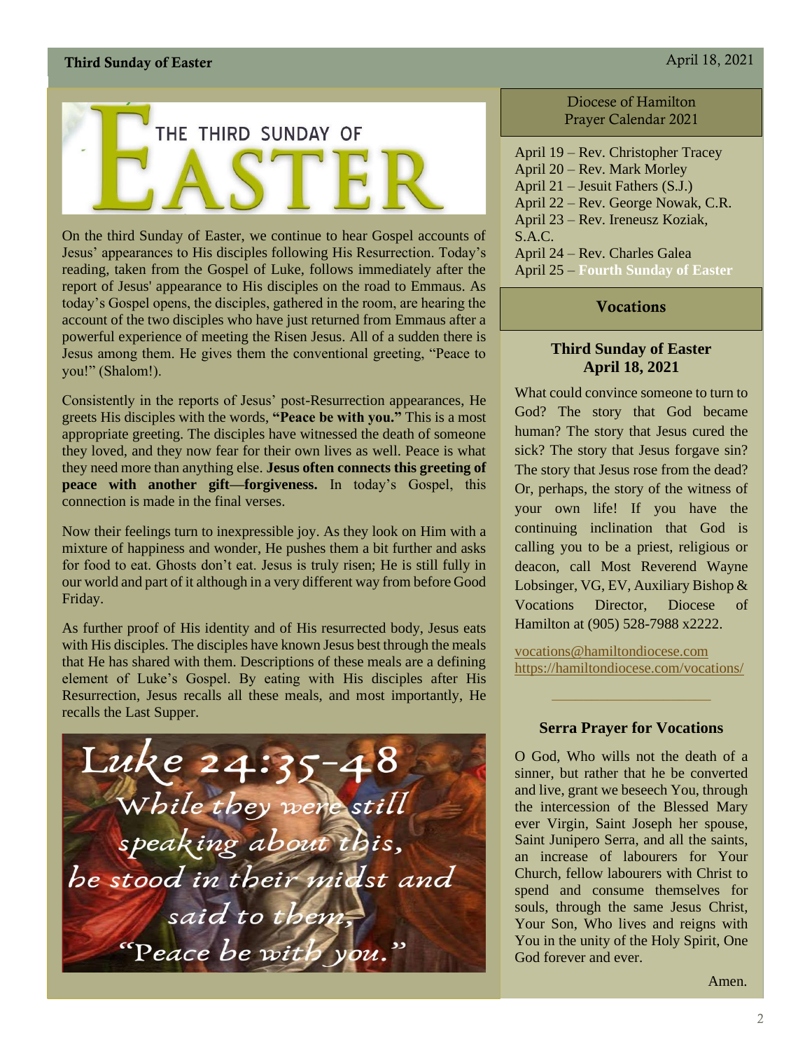# THE THIRD SUNDAY OF EASTER

On the third Sunday of Easter, we continue to hear Gospel accounts of Jesus' appearances to His disciples following His Resurrection. Today's reading, taken from the Gospel of Luke, follows immediately after the report of Jesus' appearance to His disciples on the road to Emmaus. As today's Gospel opens, the disciples, gathered in the room, are hearing the account of the two disciples who have just returned from Emmaus after a powerful experience of meeting the Risen Jesus. All of a sudden there is Jesus among them. He gives them the conventional greeting, "Peace to you!" (Shalom!).

Consistently in the reports of Jesus' post-Resurrection appearances, He greets His disciples with the words, **"Peace be with you."** This is a most appropriate greeting. The disciples have witnessed the death of someone they loved, and they now fear for their own lives as well. Peace is what they need more than anything else. **Jesus often connects this greeting of peace with another gift—forgiveness.** In today's Gospel, this connection is made in the final verses.

Now their feelings turn to inexpressible joy. As they look on Him with a mixture of happiness and wonder, He pushes them a bit further and asks for food to eat. Ghosts don't eat. Jesus is truly risen; He is still fully in our world and part of it although in a very different way from before Good Friday.

As further proof of His identity and of His resurrected body, Jesus eats with His disciples. The disciples have known Jesus best through the meals that He has shared with them. Descriptions of these meals are a defining element of Luke's Gospel. By eating with His disciples after His Resurrection, Jesus recalls all these meals, and most importantly, He recalls the Last Supper.

*Luke 24:35-48*

*While they were still speaking about this, he stood in their midst and said to them, "Peace be with you."*

## Diocese of Hamilton Prayer Calendar 2021

- April 19 – Rev. Christopher Tracey
- April 20 – Rev. Mark Morley
- April 21 – Jesuit Fathers (S.J.)
- April 22 – Rev. George Nowak, C.R.
- April 23 – Rev. Ireneusz Koziak, S.A.C.
- April 24 – Rev. Charles Galea
- April 25 – **Fourth Sunday of Easter**

## Vocations

### Third Sunday of Easter April 18, 2021

What could convince someone to turn to God? The story that God became human? The story that Jesus cured the sick? The story that Jesus forgave sin? The story that Jesus rose from the dead? Or, perhaps, the story of the witness of your own life! If you have the continuing inclination that God is calling you to be a priest, religious or deacon, call Most Reverend Wayne Lobsinger, VG, EV, Auxiliary Bishop & Vocations Director, Diocese of Hamilton at (905) 528-7988 x2222.

vocations@hamiltondiocese.com
https://hamiltondiocese.com/vocations/

---

### Serra Prayer for Vocations

O God, Who wills not the death of a sinner, but rather that he be converted and live, grant we beseech You, through the intercession of the Blessed Mary ever Virgin, Saint Joseph her spouse, Saint Junipero Serra, and all the saints, an increase of labourers for Your Church, fellow labourers with Christ to spend and consume themselves for souls, through the same Jesus Christ, Your Son, Who lives and reigns with You in the unity of the Holy Spirit, One God forever and ever.

Amen.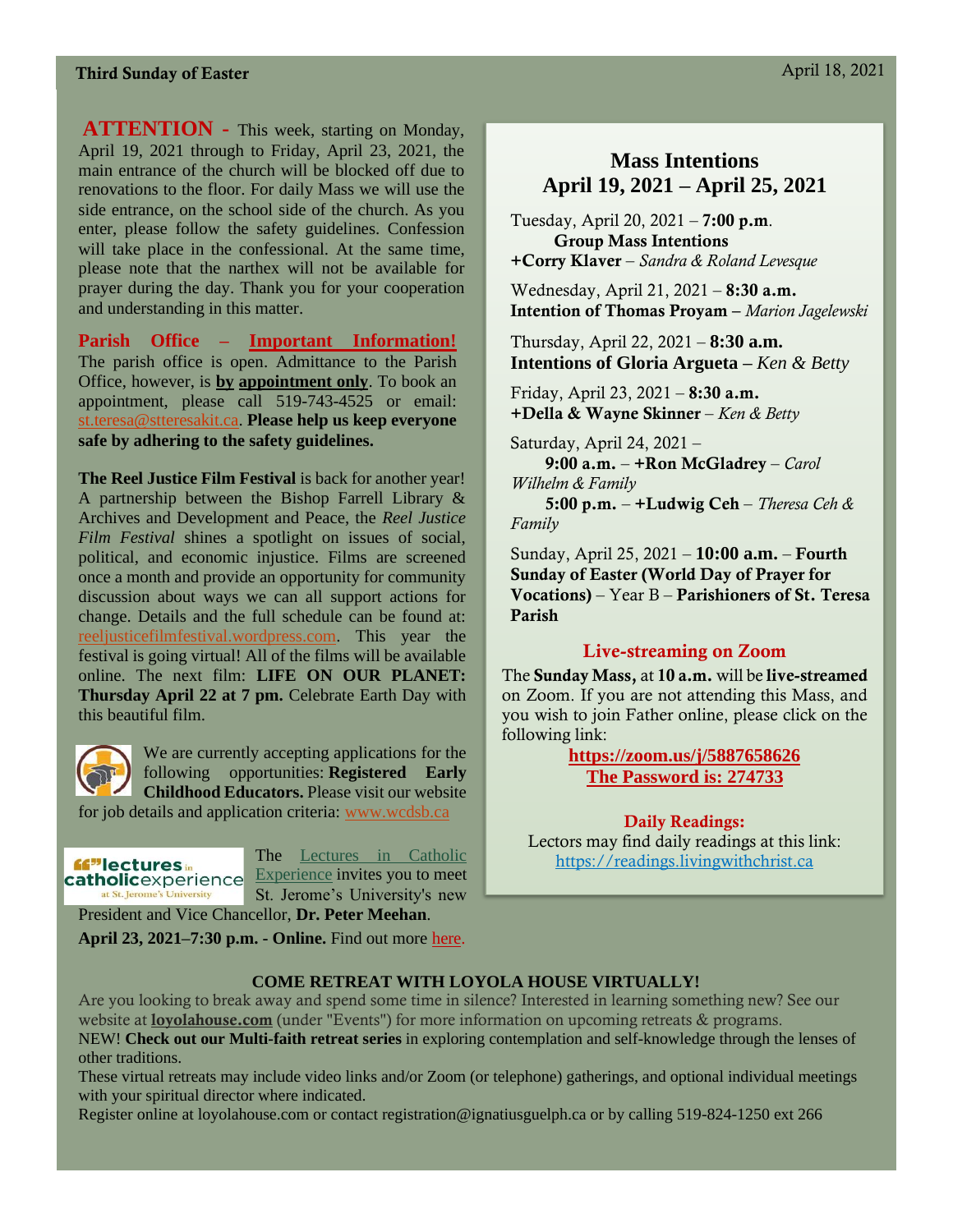**ATTENTION -** This week, starting on Monday, April 19, 2021 through to Friday, April 23, 2021, the main entrance of the church will be blocked off due to renovations to the floor. For daily Mass we will use the side entrance, on the school side of the church. As you enter, please follow the safety guidelines. Confession will take place in the confessional. At the same time, please note that the narthex will not be available for prayer during the day. Thank you for your cooperation and understanding in this matter.

**Parish Office – Important Information!**
The parish office is open. Admittance to the Parish Office, however, is **by appointment only**. To book an appointment, please call 519-743-4525 or email: st.teresa@stteresakit.ca. **Please help us keep everyone safe by adhering to the safety guidelines.**

**The Reel Justice Film Festival** is back for another year! A partnership between the Bishop Farrell Library & Archives and Development and Peace, the *Reel Justice Film Festival* shines a spotlight on issues of social, political, and economic injustice. Films are screened once a month and provide an opportunity for community discussion about ways we can all support actions for change. Details and the full schedule can be found at: reeljusticefilmfestival.wordpress.com. This year the festival is going virtual! All of the films will be available online. The next film: **LIFE ON OUR PLANET: Thursday April 22 at 7 pm.** Celebrate Earth Day with this beautiful film.

We are currently accepting applications for the following opportunities: **Registered Early Childhood Educators.** Please visit our website for job details and application criteria: www.wcdsb.ca

The Lectures in Catholic Experience invites you to meet St. Jerome's University's new President and Vice Chancellor, **Dr. Peter Meehan**.
**April 23, 2021–7:30 p.m. - Online.** Find out more here.

## Mass Intentions
## April 19, 2021 – April 25, 2021

Tuesday, April 20, 2021 – **7:00 p.m**.
**Group Mass Intentions**
**+Corry Klaver** – *Sandra & Roland Levesque*

Wednesday, April 21, 2021 – **8:30 a.m.**
**Intention of Thomas Proyam –** *Marion Jagelewski*

Thursday, April 22, 2021 – **8:30 a.m.**
**Intentions of Gloria Argueta –** *Ken & Betty*

Friday, April 23, 2021 – **8:30 a.m.**
**+Della & Wayne Skinner** – *Ken & Betty*

Saturday, April 24, 2021 –
**9:00 a.m.** – **+Ron McGladrey** – *Carol Wilhelm & Family*
**5:00 p.m.** – **+Ludwig Ceh** – *Theresa Ceh & Family*

Sunday, April 25, 2021 – **10:00 a.m.** – **Fourth Sunday of Easter (World Day of Prayer for Vocations)** – Year B – **Parishioners of St. Teresa Parish**

### Live-streaming on Zoom

The **Sunday Mass,** at **10 a.m.** will be **live-streamed** on Zoom. If you are not attending this Mass, and you wish to join Father online, please click on the following link:

**https://zoom.us/j/5887658626**
**The Password is: 274733**

### Daily Readings:

Lectors may find daily readings at this link:
https://readings.livingwithchrist.ca

### COME RETREAT WITH LOYOLA HOUSE VIRTUALLY!

Are you looking to break away and spend some time in silence? Interested in learning something new? See our website at **loyolahouse.com** (under "Events") for more information on upcoming retreats & programs.
NEW! **Check out our Multi-faith retreat series** in exploring contemplation and self-knowledge through the lenses of other traditions.
These virtual retreats may include video links and/or Zoom (or telephone) gatherings, and optional individual meetings with your spiritual director where indicated.
Register online at loyolahouse.com or contact registration@ignatiusguelph.ca or by calling 519-824-1250 ext 266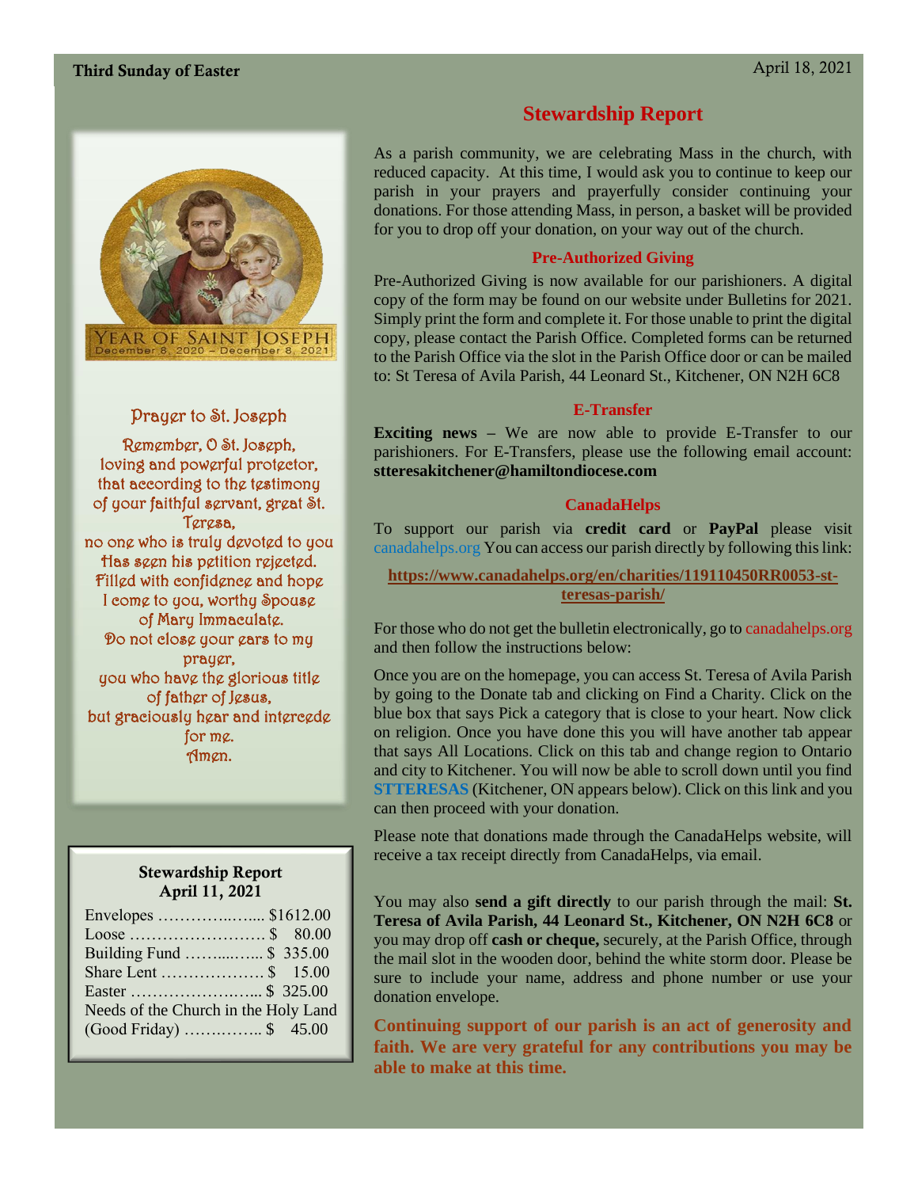Third Sunday of Easter

April 18, 2021

YEAR OF SAINT JOSEPH
December 8, 2020 – December 8, 2021

### Prayer to St. Joseph

Remember, O St. Joseph,
loving and powerful protector,
that according to the testimony
of your faithful servant, great St. Teresa,
no one who is truly devoted to you
Has seen his petition rejected.
Filled with confidence and hope
I come to you, worthy Spouse
of Mary Immaculate.
Do not close your ears to my prayer,
you who have the glorious title
of father of Jesus,
but graciously hear and intercede
for me.
Amen.

### Stewardship Report
### April 11, 2021

| Item | Amount |
|---|---|
| Envelopes | $1612.00 |
| Loose | $ 80.00 |
| Building Fund | $ 335.00 |
| Share Lent | $ 15.00 |
| Easter | $ 325.00 |
| Needs of the Church in the Holy Land (Good Friday) | $ 45.00 |

## Stewardship Report

As a parish community, we are celebrating Mass in the church, with reduced capacity. At this time, I would ask you to continue to keep our parish in your prayers and prayerfully consider continuing your donations. For those attending Mass, in person, a basket will be provided for you to drop off your donation, on your way out of the church.

### Pre-Authorized Giving

Pre-Authorized Giving is now available for our parishioners. A digital copy of the form may be found on our website under Bulletins for 2021. Simply print the form and complete it. For those unable to print the digital copy, please contact the Parish Office. Completed forms can be returned to the Parish Office via the slot in the Parish Office door or can be mailed to: St Teresa of Avila Parish, 44 Leonard St., Kitchener, ON N2H 6C8

### E-Transfer

**Exciting news** – We are now able to provide E-Transfer to our parishioners. For E-Transfers, please use the following email account: **stteresakitchener@hamiltondiocese.com**

### CanadaHelps

To support our parish via **credit card** or **PayPal** please visit canadahelps.org You can access our parish directly by following this link:

**https://www.canadahelps.org/en/charities/119110450RR0053-st-teresas-parish/**

For those who do not get the bulletin electronically, go to canadahelps.org and then follow the instructions below:

Once you are on the homepage, you can access St. Teresa of Avila Parish by going to the Donate tab and clicking on Find a Charity. Click on the blue box that says Pick a category that is close to your heart. Now click on religion. Once you have done this you will have another tab appear that says All Locations. Click on this tab and change region to Ontario and city to Kitchener. You will now be able to scroll down until you find **STTERESAS** (Kitchener, ON appears below). Click on this link and you can then proceed with your donation.

Please note that donations made through the CanadaHelps website, will receive a tax receipt directly from CanadaHelps, via email.

You may also **send a gift directly** to our parish through the mail: **St. Teresa of Avila Parish, 44 Leonard St., Kitchener, ON N2H 6C8** or you may drop off **cash or cheque,** securely, at the Parish Office, through the mail slot in the wooden door, behind the white storm door. Please be sure to include your name, address and phone number or use your donation envelope.

**Continuing support of our parish is an act of generosity and faith. We are very grateful for any contributions you may be able to make at this time.**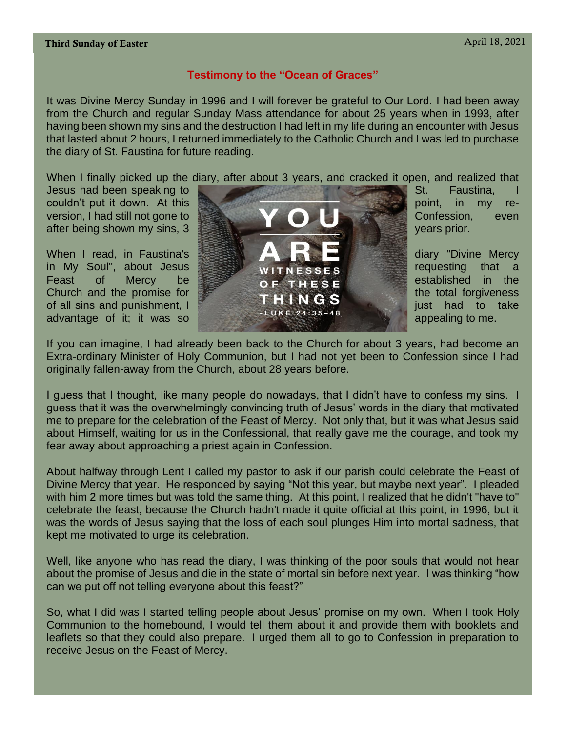## Testimony to the "Ocean of Graces"

It was Divine Mercy Sunday in 1996 and I will forever be grateful to Our Lord. I had been away from the Church and regular Sunday Mass attendance for about 25 years when in 1993, after having been shown my sins and the destruction I had left in my life during an encounter with Jesus that lasted about 2 hours, I returned immediately to the Catholic Church and I was led to purchase the diary of St. Faustina for future reading.

When I finally picked up the diary, after about 3 years, and cracked it open, and realized that Jesus had been speaking to St. Faustina, I couldn't put it down. At this point, in my re-version, I had still not gone to Confession, even after being shown my sins, 3 years prior.

When I read, in Faustina's diary "Divine Mercy in My Soul", about Jesus requesting that a Feast of Mercy be established in the Church and the promise for the total forgiveness of all sins and punishment, I just had to take advantage of it; it was so appealing to me.

If you can imagine, I had already been back to the Church for about 3 years, had become an Extra-ordinary Minister of Holy Communion, but I had not yet been to Confession since I had originally fallen-away from the Church, about 28 years before.

I guess that I thought, like many people do nowadays, that I didn't have to confess my sins. I guess that it was the overwhelmingly convincing truth of Jesus' words in the diary that motivated me to prepare for the celebration of the Feast of Mercy. Not only that, but it was what Jesus said about Himself, waiting for us in the Confessional, that really gave me the courage, and took my fear away about approaching a priest again in Confession.

About halfway through Lent I called my pastor to ask if our parish could celebrate the Feast of Divine Mercy that year. He responded by saying "Not this year, but maybe next year". I pleaded with him 2 more times but was told the same thing. At this point, I realized that he didn't "have to" celebrate the feast, because the Church hadn't made it quite official at this point, in 1996, but it was the words of Jesus saying that the loss of each soul plunges Him into mortal sadness, that kept me motivated to urge its celebration.

Well, like anyone who has read the diary, I was thinking of the poor souls that would not hear about the promise of Jesus and die in the state of mortal sin before next year. I was thinking "how can we put off not telling everyone about this feast?"

So, what I did was I started telling people about Jesus' promise on my own. When I took Holy Communion to the homebound, I would tell them about it and provide them with booklets and leaflets so that they could also prepare. I urged them all to go to Confession in preparation to receive Jesus on the Feast of Mercy.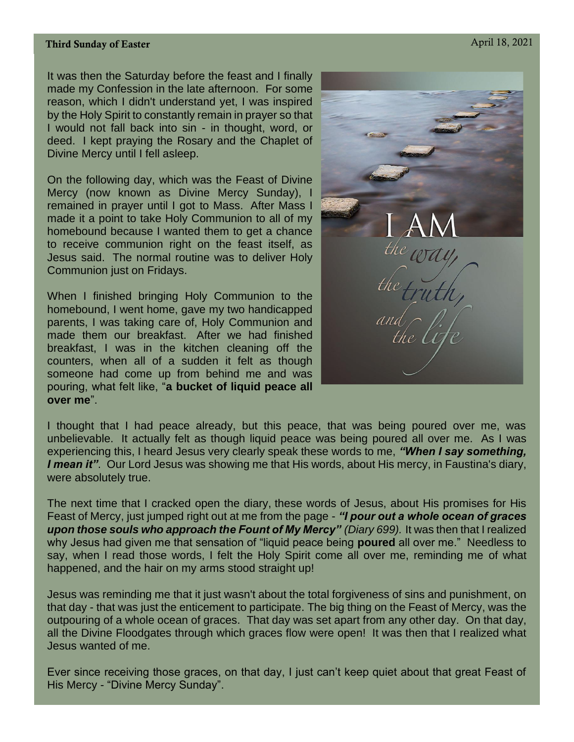It was then the Saturday before the feast and I finally made my Confession in the late afternoon. For some reason, which I didn't understand yet, I was inspired by the Holy Spirit to constantly remain in prayer so that I would not fall back into sin - in thought, word, or deed. I kept praying the Rosary and the Chaplet of Divine Mercy until I fell asleep.

On the following day, which was the Feast of Divine Mercy (now known as Divine Mercy Sunday), I remained in prayer until I got to Mass. After Mass I made it a point to take Holy Communion to all of my homebound because I wanted them to get a chance to receive communion right on the feast itself, as Jesus said. The normal routine was to deliver Holy Communion just on Fridays.

When I finished bringing Holy Communion to the homebound, I went home, gave my two handicapped parents, I was taking care of, Holy Communion and made them our breakfast. After we had finished breakfast, I was in the kitchen cleaning off the counters, when all of a sudden it felt as though someone had come up from behind me and was pouring, what felt like, "**a bucket of liquid peace all over me**".

I AM the way, the truth, and the life

I thought that I had peace already, but this peace, that was being poured over me, was unbelievable. It actually felt as though liquid peace was being poured all over me. As I was experiencing this, I heard Jesus very clearly speak these words to me, ***"When I say something, I mean it"***. Our Lord Jesus was showing me that His words, about His mercy, in Faustina's diary, were absolutely true.

The next time that I cracked open the diary, these words of Jesus, about His promises for His Feast of Mercy, just jumped right out at me from the page - ***"I pour out a whole ocean of graces upon those souls who approach the Fount of My Mercy"*** *(Diary 699)*. It was then that I realized why Jesus had given me that sensation of "liquid peace being **poured** all over me." Needless to say, when I read those words, I felt the Holy Spirit come all over me, reminding me of what happened, and the hair on my arms stood straight up!

Jesus was reminding me that it just wasn't about the total forgiveness of sins and punishment, on that day - that was just the enticement to participate. The big thing on the Feast of Mercy, was the outpouring of a whole ocean of graces. That day was set apart from any other day. On that day, all the Divine Floodgates through which graces flow were open! It was then that I realized what Jesus wanted of me.

Ever since receiving those graces, on that day, I just can't keep quiet about that great Feast of His Mercy - "Divine Mercy Sunday".